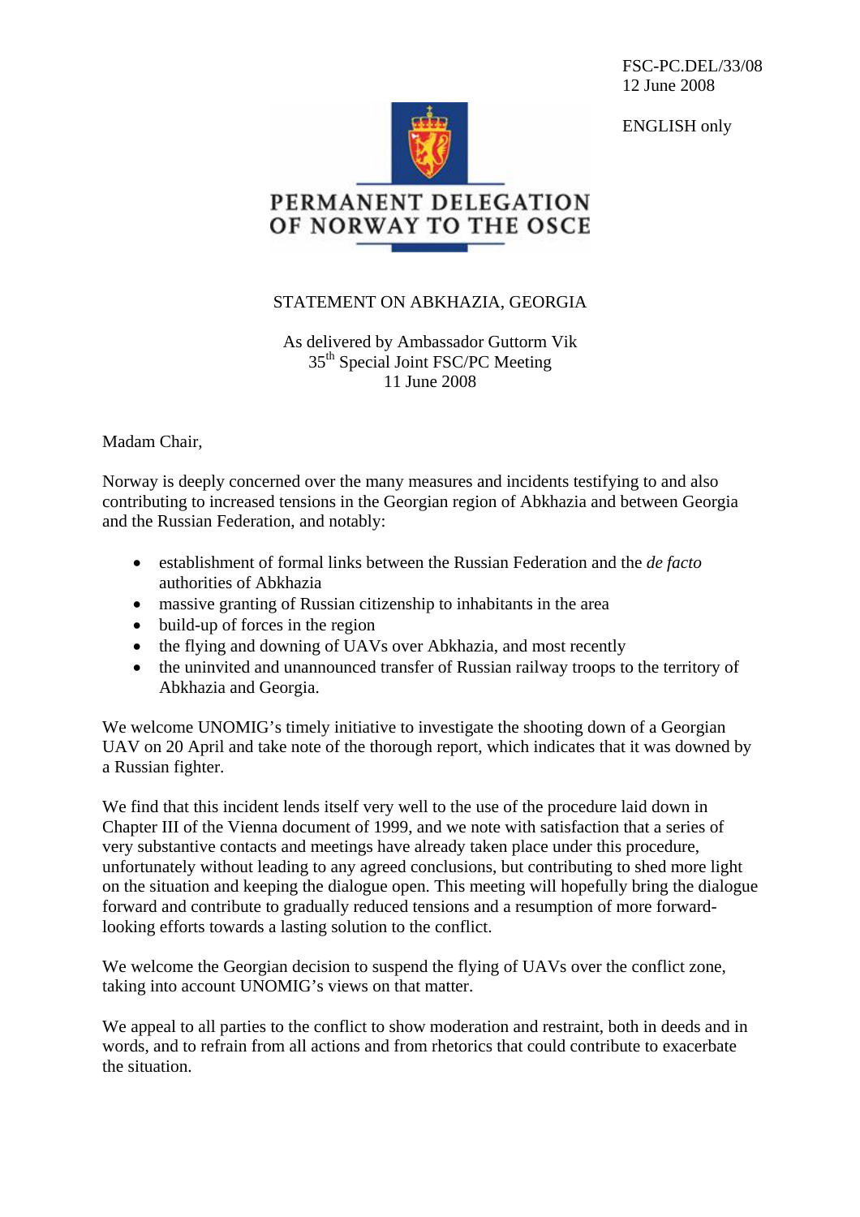FSC-PC.DEL/33/08
12 June 2008

ENGLISH only

PERMANENT DELEGATION OF NORWAY TO THE OSCE

# STATEMENT ON ABKHAZIA, GEORGIA

As delivered by Ambassador Guttorm Vik
35th Special Joint FSC/PC Meeting
11 June 2008

Madam Chair,

Norway is deeply concerned over the many measures and incidents testifying to and also contributing to increased tensions in the Georgian region of Abkhazia and between Georgia and the Russian Federation, and notably:

- establishment of formal links between the Russian Federation and the *de facto* authorities of Abkhazia
- massive granting of Russian citizenship to inhabitants in the area
- build-up of forces in the region
- the flying and downing of UAVs over Abkhazia, and most recently
- the uninvited and unannounced transfer of Russian railway troops to the territory of Abkhazia and Georgia.

We welcome UNOMIG's timely initiative to investigate the shooting down of a Georgian UAV on 20 April and take note of the thorough report, which indicates that it was downed by a Russian fighter.

We find that this incident lends itself very well to the use of the procedure laid down in Chapter III of the Vienna document of 1999, and we note with satisfaction that a series of very substantive contacts and meetings have already taken place under this procedure, unfortunately without leading to any agreed conclusions, but contributing to shed more light on the situation and keeping the dialogue open. This meeting will hopefully bring the dialogue forward and contribute to gradually reduced tensions and a resumption of more forward-looking efforts towards a lasting solution to the conflict.

We welcome the Georgian decision to suspend the flying of UAVs over the conflict zone, taking into account UNOMIG's views on that matter.

We appeal to all parties to the conflict to show moderation and restraint, both in deeds and in words, and to refrain from all actions and from rhetorics that could contribute to exacerbate the situation.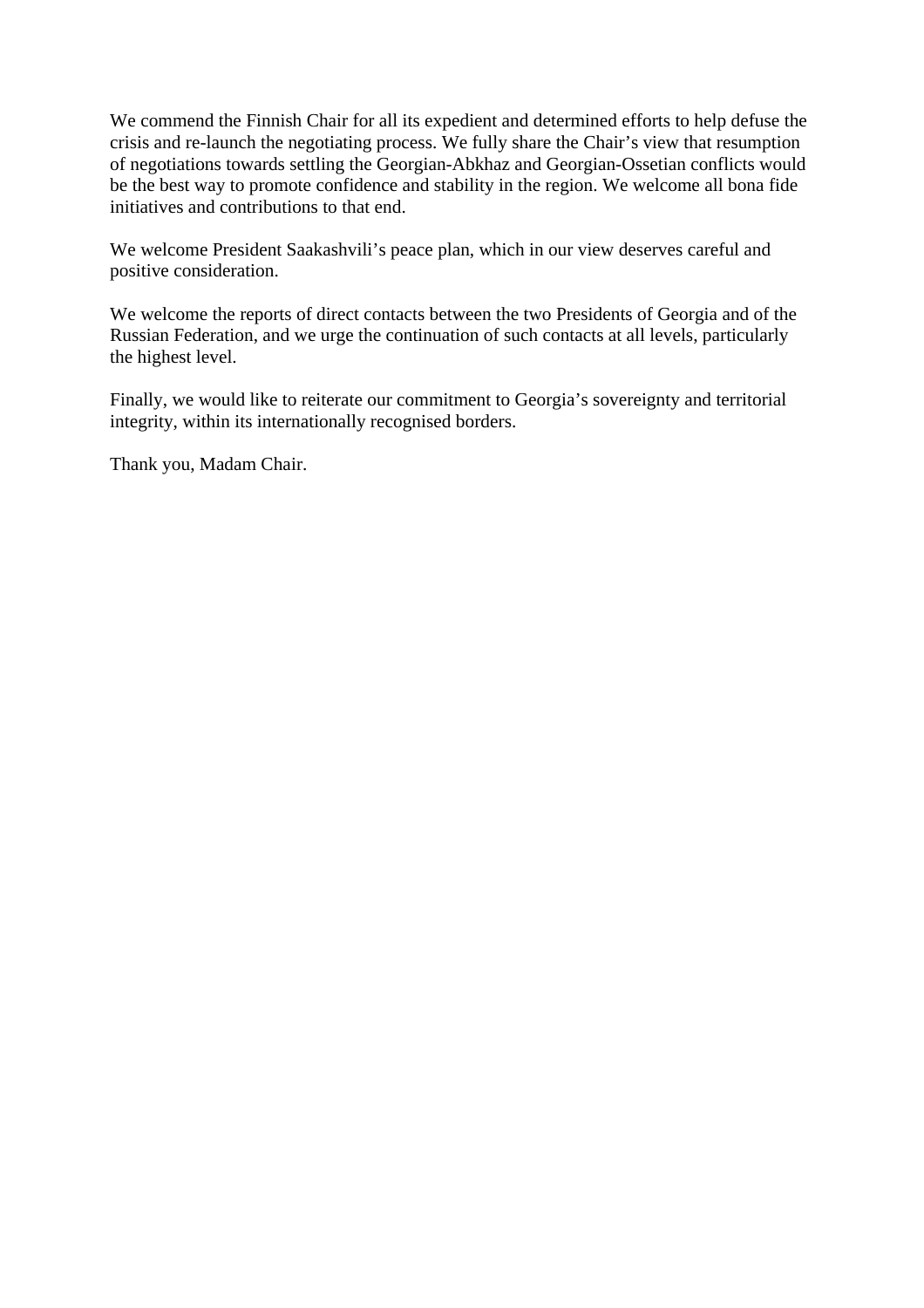We commend the Finnish Chair for all its expedient and determined efforts to help defuse the crisis and re-launch the negotiating process. We fully share the Chair's view that resumption of negotiations towards settling the Georgian-Abkhaz and Georgian-Ossetian conflicts would be the best way to promote confidence and stability in the region. We welcome all bona fide initiatives and contributions to that end.

We welcome President Saakashvili's peace plan, which in our view deserves careful and positive consideration.

We welcome the reports of direct contacts between the two Presidents of Georgia and of the Russian Federation, and we urge the continuation of such contacts at all levels, particularly the highest level.

Finally, we would like to reiterate our commitment to Georgia's sovereignty and territorial integrity, within its internationally recognised borders.

Thank you, Madam Chair.